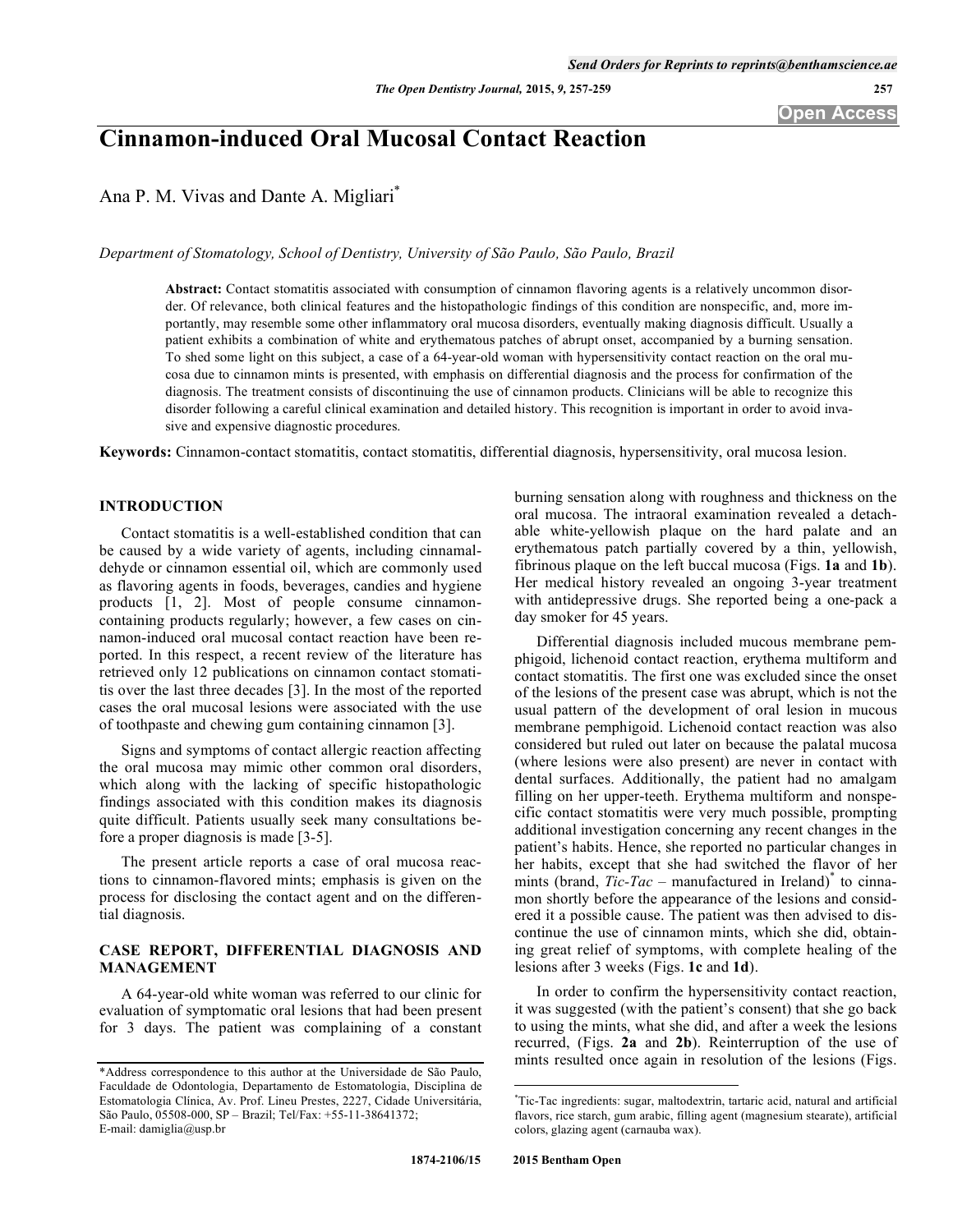# Cinnamon-induced Oral Mucosal Contact Reaction

Ana P. M. Vivas and Dante A. Migliari*

*Department of Stomatology, School of Dentistry, University of São Paulo, São Paulo, Brazil*

**Abstract:** Contact stomatitis associated with consumption of cinnamon flavoring agents is a relatively uncommon disorder. Of relevance, both clinical features and the histopathologic findings of this condition are nonspecific, and, more importantly, may resemble some other inflammatory oral mucosa disorders, eventually making diagnosis difficult. Usually a patient exhibits a combination of white and erythematous patches of abrupt onset, accompanied by a burning sensation. To shed some light on this subject, a case of a 64-year-old woman with hypersensitivity contact reaction on the oral mucosa due to cinnamon mints is presented, with emphasis on differential diagnosis and the process for confirmation of the diagnosis. The treatment consists of discontinuing the use of cinnamon products. Clinicians will be able to recognize this disorder following a careful clinical examination and detailed history. This recognition is important in order to avoid invasive and expensive diagnostic procedures.

**Keywords:** Cinnamon-contact stomatitis, contact stomatitis, differential diagnosis, hypersensitivity, oral mucosa lesion.

## INTRODUCTION

Contact stomatitis is a well-established condition that can be caused by a wide variety of agents, including cinnamaldehyde or cinnamon essential oil, which are commonly used as flavoring agents in foods, beverages, candies and hygiene products [1, 2]. Most of people consume cinnamon-containing products regularly; however, a few cases on cinnamon-induced oral mucosal contact reaction have been reported. In this respect, a recent review of the literature has retrieved only 12 publications on cinnamon contact stomatitis over the last three decades [3]. In the most of the reported cases the oral mucosal lesions were associated with the use of toothpaste and chewing gum containing cinnamon [3].

Signs and symptoms of contact allergic reaction affecting the oral mucosa may mimic other common oral disorders, which along with the lacking of specific histopathologic findings associated with this condition makes its diagnosis quite difficult. Patients usually seek many consultations before a proper diagnosis is made [3-5].

The present article reports a case of oral mucosa reactions to cinnamon-flavored mints; emphasis is given on the process for disclosing the contact agent and on the differential diagnosis.

## CASE REPORT, DIFFERENTIAL DIAGNOSIS AND MANAGEMENT

A 64-year-old white woman was referred to our clinic for evaluation of symptomatic oral lesions that had been present for 3 days. The patient was complaining of a constant burning sensation along with roughness and thickness on the oral mucosa. The intraoral examination revealed a detachable white-yellowish plaque on the hard palate and an erythematous patch partially covered by a thin, yellowish, fibrinous plaque on the left buccal mucosa (Figs. **1a** and **1b**). Her medical history revealed an ongoing 3-year treatment with antidepressive drugs. She reported being a one-pack a day smoker for 45 years.

Differential diagnosis included mucous membrane pemphigoid, lichenoid contact reaction, erythema multiform and contact stomatitis. The first one was excluded since the onset of the lesions of the present case was abrupt, which is not the usual pattern of the development of oral lesion in mucous membrane pemphigoid. Lichenoid contact reaction was also considered but ruled out later on because the palatal mucosa (where lesions were also present) are never in contact with dental surfaces. Additionally, the patient had no amalgam filling on her upper-teeth. Erythema multiform and nonspecific contact stomatitis were very much possible, prompting additional investigation concerning any recent changes in the patient's habits. Hence, she reported no particular changes in her habits, except that she had switched the flavor of her mints (brand, *Tic-Tac* – manufactured in Ireland)* to cinnamon shortly before the appearance of the lesions and considered it a possible cause. The patient was then advised to discontinue the use of cinnamon mints, which she did, obtaining great relief of symptoms, with complete healing of the lesions after 3 weeks (Figs. **1c** and **1d**).

In order to confirm the hypersensitivity contact reaction, it was suggested (with the patient's consent) that she go back to using the mints, what she did, and after a week the lesions recurred, (Figs. **2a** and **2b**). Reinterruption of the use of mints resulted once again in resolution of the lesions (Figs.

---

*Address correspondence to this author at the Universidade de São Paulo, Faculdade de Odontologia, Departamento de Estomatologia, Disciplina de Estomatologia Clínica, Av. Prof. Lineu Prestes, 2227, Cidade Universitária, São Paulo, 05508-000, SP – Brazil; Tel/Fax: +55-11-38641372; E-mail: damiglia@usp.br

*Tic-Tac ingredients: sugar, maltodextrin, tartaric acid, natural and artificial flavors, rice starch, gum arabic, filling agent (magnesium stearate), artificial colors, glazing agent (carnauba wax).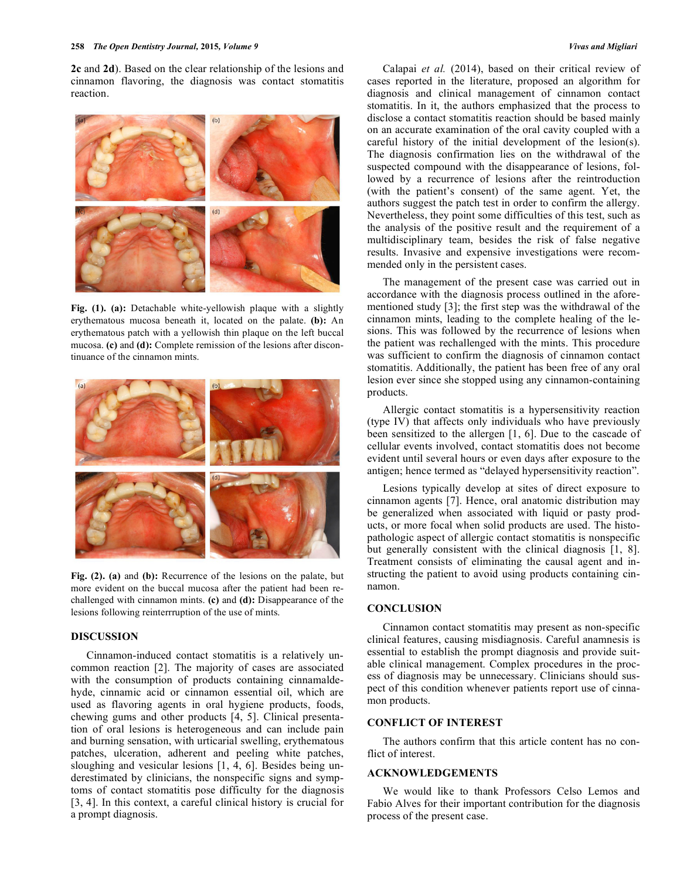2c and 2d). Based on the clear relationship of the lesions and cinnamon flavoring, the diagnosis was contact stomatitis reaction.

**Fig. (1).** **(a):** Detachable white-yellowish plaque with a slightly erythematous mucosa beneath it, located on the palate. **(b):** An erythematous patch with a yellowish thin plaque on the left buccal mucosa. **(c)** and **(d):** Complete remission of the lesions after discontinuance of the cinnamon mints.

**Fig. (2).** **(a)** and **(b):** Recurrence of the lesions on the palate, but more evident on the buccal mucosa after the patient had been rechallenged with cinnamon mints. **(c)** and **(d):** Disappearance of the lesions following reinterrruption of the use of mints.

## DISCUSSION

Cinnamon-induced contact stomatitis is a relatively uncommon reaction [2]. The majority of cases are associated with the consumption of products containing cinnamaldehyde, cinnamic acid or cinnamon essential oil, which are used as flavoring agents in oral hygiene products, foods, chewing gums and other products [4, 5]. Clinical presentation of oral lesions is heterogeneous and can include pain and burning sensation, with urticarial swelling, erythematous patches, ulceration, adherent and peeling white patches, sloughing and vesicular lesions [1, 4, 6]. Besides being underestimated by clinicians, the nonspecific signs and symptoms of contact stomatitis pose difficulty for the diagnosis [3, 4]. In this context, a careful clinical history is crucial for a prompt diagnosis.

Calapai *et al.* (2014), based on their critical review of cases reported in the literature, proposed an algorithm for diagnosis and clinical management of cinnamon contact stomatitis. In it, the authors emphasized that the process to disclose a contact stomatitis reaction should be based mainly on an accurate examination of the oral cavity coupled with a careful history of the initial development of the lesion(s). The diagnosis confirmation lies on the withdrawal of the suspected compound with the disappearance of lesions, followed by a recurrence of lesions after the reintroduction (with the patient's consent) of the same agent. Yet, the authors suggest the patch test in order to confirm the allergy. Nevertheless, they point some difficulties of this test, such as the analysis of the positive result and the requirement of a multidisciplinary team, besides the risk of false negative results. Invasive and expensive investigations were recommended only in the persistent cases.

The management of the present case was carried out in accordance with the diagnosis process outlined in the aforementioned study [3]; the first step was the withdrawal of the cinnamon mints, leading to the complete healing of the lesions. This was followed by the recurrence of lesions when the patient was rechallenged with the mints. This procedure was sufficient to confirm the diagnosis of cinnamon contact stomatitis. Additionally, the patient has been free of any oral lesion ever since she stopped using any cinnamon-containing products.

Allergic contact stomatitis is a hypersensitivity reaction (type IV) that affects only individuals who have previously been sensitized to the allergen [1, 6]. Due to the cascade of cellular events involved, contact stomatitis does not become evident until several hours or even days after exposure to the antigen; hence termed as "delayed hypersensitivity reaction".

Lesions typically develop at sites of direct exposure to cinnamon agents [7]. Hence, oral anatomic distribution may be generalized when associated with liquid or pasty products, or more focal when solid products are used. The histopathologic aspect of allergic contact stomatitis is nonspecific but generally consistent with the clinical diagnosis [1, 8]. Treatment consists of eliminating the causal agent and instructing the patient to avoid using products containing cinnamon.

## CONCLUSION

Cinnamon contact stomatitis may present as non-specific clinical features, causing misdiagnosis. Careful anamnesis is essential to establish the prompt diagnosis and provide suitable clinical management. Complex procedures in the process of diagnosis may be unnecessary. Clinicians should suspect of this condition whenever patients report use of cinnamon products.

## CONFLICT OF INTEREST

The authors confirm that this article content has no conflict of interest.

## ACKNOWLEDGEMENTS

We would like to thank Professors Celso Lemos and Fabio Alves for their important contribution for the diagnosis process of the present case.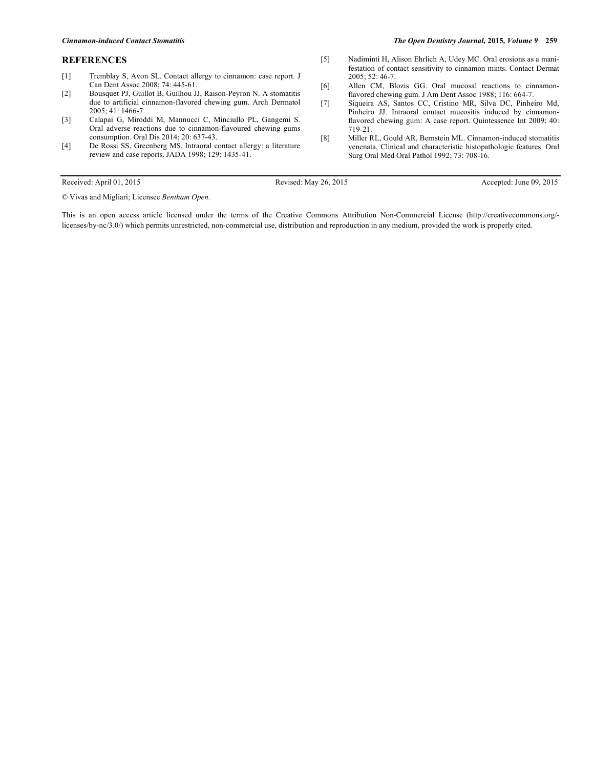## REFERENCES

[1] Tremblay S, Avon SL. Contact allergy to cinnamon: case report. J Can Dent Assoc 2008; 74: 445-61.

[2] Bousquet PJ, Guillot B, Guilhou JJ, Raison-Peyron N. A stomatitis due to artificial cinnamon-flavored chewing gum. Arch Dermatol 2005; 41: 1466-7.

[3] Calapai G, Miroddi M, Mannucci C, Minciullo PL, Gangemi S. Oral adverse reactions due to cinnamon-flavoured chewing gums consumption. Oral Dis 2014; 20: 637-43.

[4] De Rossi SS, Greenberg MS. Intraoral contact allergy: a literature review and case reports. JADA 1998; 129: 1435-41.

[5] Nadiminti H, Alison Ehrlich A, Udey MC. Oral erosions as a manifestation of contact sensitivity to cinnamon mints. Contact Dermat 2005; 52: 46-7.

[6] Allen CM, Blozis GG. Oral mucosal reactions to cinnamon-flavored chewing gum. J Am Dent Assoc 1988; 116: 664-7.

[7] Siqueira AS, Santos CC, Cristino MR, Silva DC, Pinheiro Md, Pinheiro JJ. Intraoral contact mucositis induced by cinnamon-flavored chewing gum: A case report. Quintessence Int 2009; 40: 719-21.

[8] Miller RL, Gould AR, Bernstein ML. Cinnamon-induced stomatitis venenata, Clinical and characteristic histopathologic features. Oral Surg Oral Med Oral Pathol 1992; 73: 708-16.

Received: April 01, 2015 Revised: May 26, 2015 Accepted: June 09, 2015

© Vivas and Migliari; Licensee *Bentham Open*.

This is an open access article licensed under the terms of the Creative Commons Attribution Non-Commercial License (http://creativecommons.org/-licenses/by-nc/3.0/) which permits unrestricted, non-commercial use, distribution and reproduction in any medium, provided the work is properly cited.